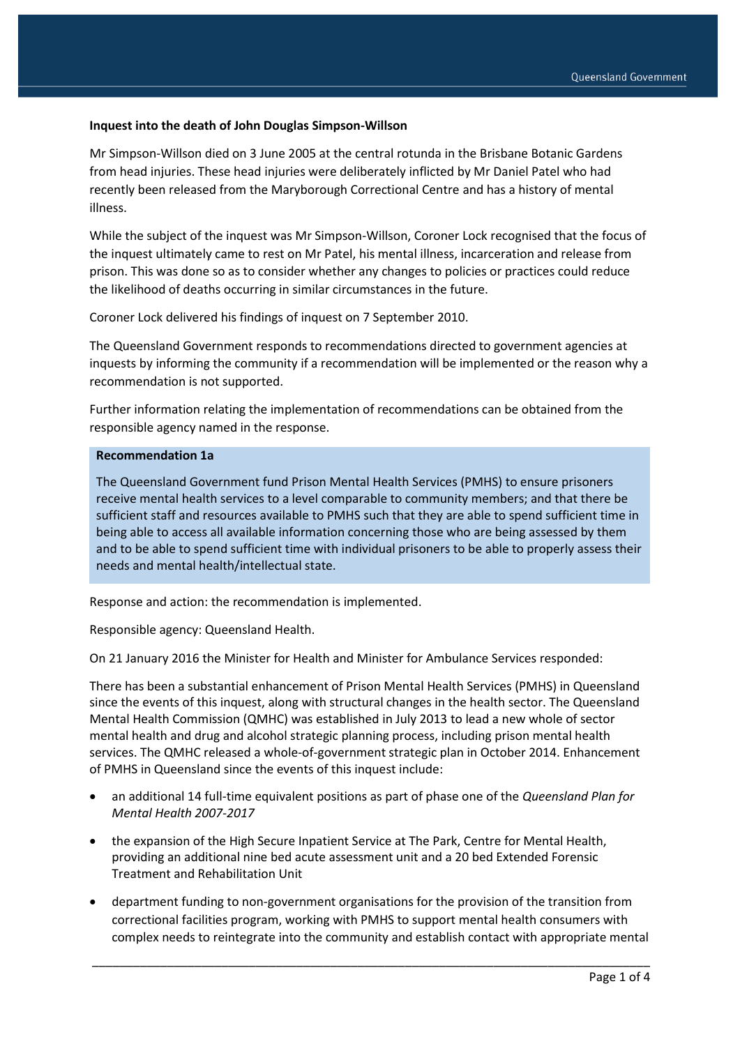**Inquest into the death of John Douglas Simpson-Willson**

Mr Simpson-Willson died on 3 June 2005 at the central rotunda in the Brisbane Botanic Gardens from head injuries. These head injuries were deliberately inflicted by Mr Daniel Patel who had recently been released from the Maryborough Correctional Centre and has a history of mental illness.

While the subject of the inquest was Mr Simpson-Willson, Coroner Lock recognised that the focus of the inquest ultimately came to rest on Mr Patel, his mental illness, incarceration and release from prison. This was done so as to consider whether any changes to policies or practices could reduce the likelihood of deaths occurring in similar circumstances in the future.

Coroner Lock delivered his findings of inquest on 7 September 2010.

The Queensland Government responds to recommendations directed to government agencies at inquests by informing the community if a recommendation will be implemented or the reason why a recommendation is not supported.

Further information relating the implementation of recommendations can be obtained from the responsible agency named in the response.

**Recommendation 1a**

The Queensland Government fund Prison Mental Health Services (PMHS) to ensure prisoners receive mental health services to a level comparable to community members; and that there be sufficient staff and resources available to PMHS such that they are able to spend sufficient time in being able to access all available information concerning those who are being assessed by them and to be able to spend sufficient time with individual prisoners to be able to properly assess their needs and mental health/intellectual state.

Response and action: the recommendation is implemented.

Responsible agency: Queensland Health.

On 21 January 2016 the Minister for Health and Minister for Ambulance Services responded:

There has been a substantial enhancement of Prison Mental Health Services (PMHS) in Queensland since the events of this inquest, along with structural changes in the health sector. The Queensland Mental Health Commission (QMHC) was established in July 2013 to lead a new whole of sector mental health and drug and alcohol strategic planning process, including prison mental health services. The QMHC released a whole-of-government strategic plan in October 2014. Enhancement of PMHS in Queensland since the events of this inquest include:

- an additional 14 full-time equivalent positions as part of phase one of the *Queensland Plan for Mental Health 2007-2017*
- the expansion of the High Secure Inpatient Service at The Park, Centre for Mental Health, providing an additional nine bed acute assessment unit and a 20 bed Extended Forensic Treatment and Rehabilitation Unit
- department funding to non-government organisations for the provision of the transition from correctional facilities program, working with PMHS to support mental health consumers with complex needs to reintegrate into the community and establish contact with appropriate mental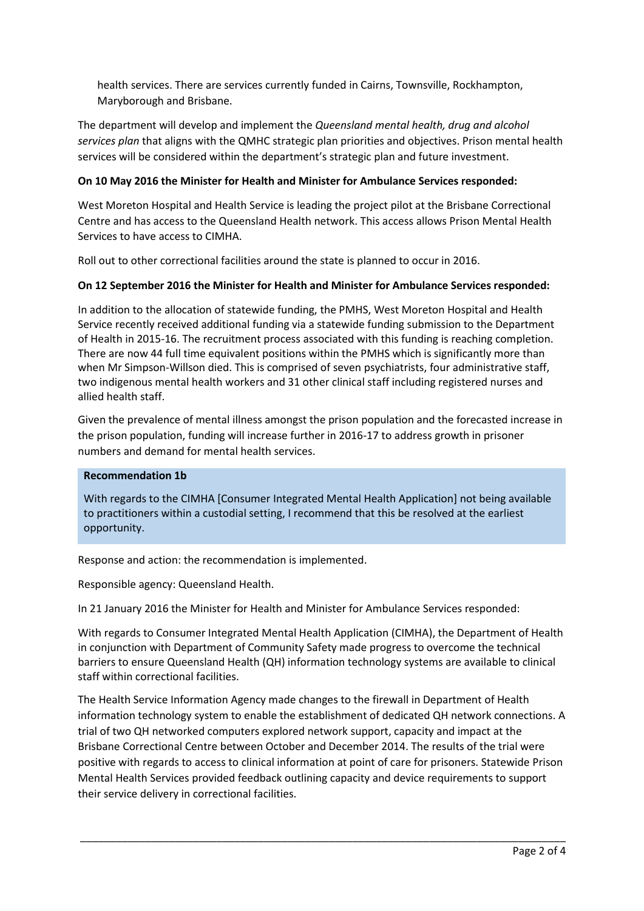health services. There are services currently funded in Cairns, Townsville, Rockhampton, Maryborough and Brisbane.

The department will develop and implement the *Queensland mental health, drug and alcohol services plan* that aligns with the QMHC strategic plan priorities and objectives. Prison mental health services will be considered within the department's strategic plan and future investment.

**On 10 May 2016 the Minister for Health and Minister for Ambulance Services responded:**

West Moreton Hospital and Health Service is leading the project pilot at the Brisbane Correctional Centre and has access to the Queensland Health network. This access allows Prison Mental Health Services to have access to CIMHA.

Roll out to other correctional facilities around the state is planned to occur in 2016.

**On 12 September 2016 the Minister for Health and Minister for Ambulance Services responded:**

In addition to the allocation of statewide funding, the PMHS, West Moreton Hospital and Health Service recently received additional funding via a statewide funding submission to the Department of Health in 2015-16. The recruitment process associated with this funding is reaching completion. There are now 44 full time equivalent positions within the PMHS which is significantly more than when Mr Simpson-Willson died. This is comprised of seven psychiatrists, four administrative staff, two indigenous mental health workers and 31 other clinical staff including registered nurses and allied health staff.

Given the prevalence of mental illness amongst the prison population and the forecasted increase in the prison population, funding will increase further in 2016-17 to address growth in prisoner numbers and demand for mental health services.

**Recommendation 1b**

With regards to the CIMHA [Consumer Integrated Mental Health Application] not being available to practitioners within a custodial setting, I recommend that this be resolved at the earliest opportunity.

Response and action: the recommendation is implemented.

Responsible agency: Queensland Health.

In 21 January 2016 the Minister for Health and Minister for Ambulance Services responded:

With regards to Consumer Integrated Mental Health Application (CIMHA), the Department of Health in conjunction with Department of Community Safety made progress to overcome the technical barriers to ensure Queensland Health (QH) information technology systems are available to clinical staff within correctional facilities.

The Health Service Information Agency made changes to the firewall in Department of Health information technology system to enable the establishment of dedicated QH network connections. A trial of two QH networked computers explored network support, capacity and impact at the Brisbane Correctional Centre between October and December 2014. The results of the trial were positive with regards to access to clinical information at point of care for prisoners. Statewide Prison Mental Health Services provided feedback outlining capacity and device requirements to support their service delivery in correctional facilities.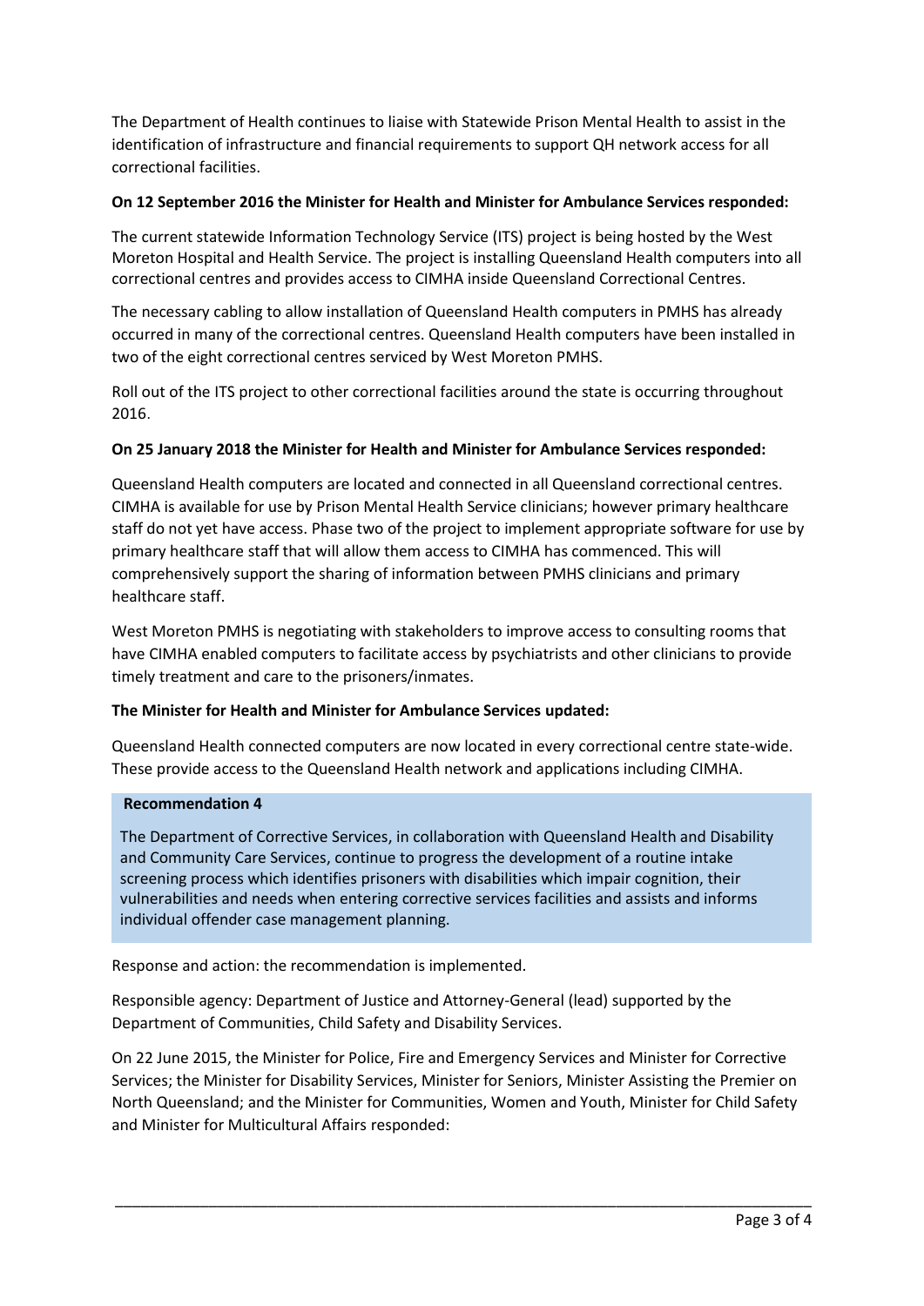The Department of Health continues to liaise with Statewide Prison Mental Health to assist in the identification of infrastructure and financial requirements to support QH network access for all correctional facilities.

**On 12 September 2016 the Minister for Health and Minister for Ambulance Services responded:**

The current statewide Information Technology Service (ITS) project is being hosted by the West Moreton Hospital and Health Service. The project is installing Queensland Health computers into all correctional centres and provides access to CIMHA inside Queensland Correctional Centres.

The necessary cabling to allow installation of Queensland Health computers in PMHS has already occurred in many of the correctional centres. Queensland Health computers have been installed in two of the eight correctional centres serviced by West Moreton PMHS.

Roll out of the ITS project to other correctional facilities around the state is occurring throughout 2016.

**On 25 January 2018 the Minister for Health and Minister for Ambulance Services responded:**

Queensland Health computers are located and connected in all Queensland correctional centres. CIMHA is available for use by Prison Mental Health Service clinicians; however primary healthcare staff do not yet have access. Phase two of the project to implement appropriate software for use by primary healthcare staff that will allow them access to CIMHA has commenced. This will comprehensively support the sharing of information between PMHS clinicians and primary healthcare staff.

West Moreton PMHS is negotiating with stakeholders to improve access to consulting rooms that have CIMHA enabled computers to facilitate access by psychiatrists and other clinicians to provide timely treatment and care to the prisoners/inmates.

**The Minister for Health and Minister for Ambulance Services updated:**

Queensland Health connected computers are now located in every correctional centre state-wide. These provide access to the Queensland Health network and applications including CIMHA.

**Recommendation 4**

The Department of Corrective Services, in collaboration with Queensland Health and Disability and Community Care Services, continue to progress the development of a routine intake screening process which identifies prisoners with disabilities which impair cognition, their vulnerabilities and needs when entering corrective services facilities and assists and informs individual offender case management planning.

Response and action: the recommendation is implemented.

Responsible agency: Department of Justice and Attorney-General (lead) supported by the Department of Communities, Child Safety and Disability Services.

On 22 June 2015, the Minister for Police, Fire and Emergency Services and Minister for Corrective Services; the Minister for Disability Services, Minister for Seniors, Minister Assisting the Premier on North Queensland; and the Minister for Communities, Women and Youth, Minister for Child Safety and Minister for Multicultural Affairs responded: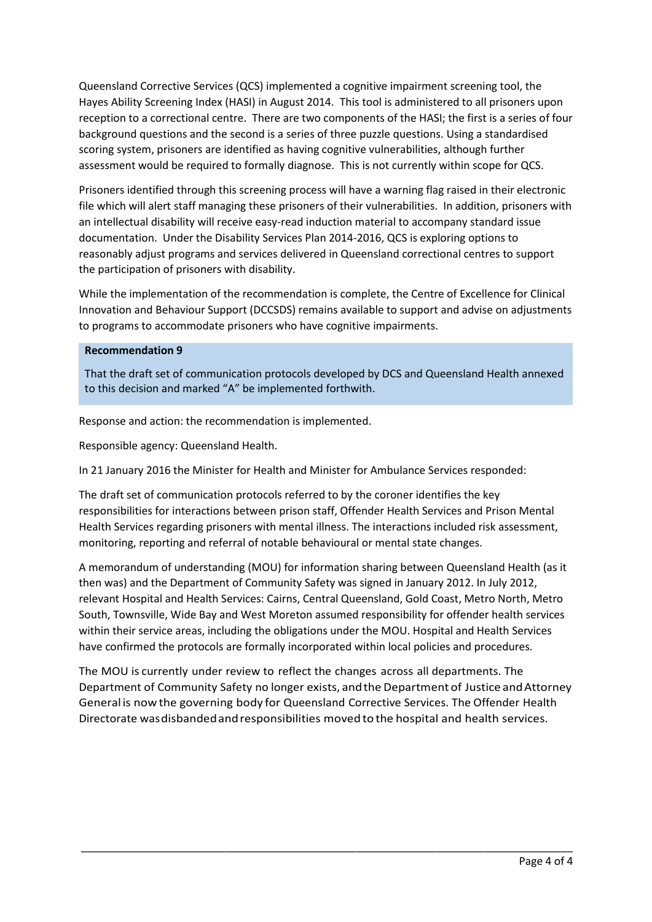Queensland Corrective Services (QCS) implemented a cognitive impairment screening tool, the Hayes Ability Screening Index (HASI) in August 2014. This tool is administered to all prisoners upon reception to a correctional centre. There are two components of the HASI; the first is a series of four background questions and the second is a series of three puzzle questions. Using a standardised scoring system, prisoners are identified as having cognitive vulnerabilities, although further assessment would be required to formally diagnose. This is not currently within scope for QCS.

Prisoners identified through this screening process will have a warning flag raised in their electronic file which will alert staff managing these prisoners of their vulnerabilities. In addition, prisoners with an intellectual disability will receive easy-read induction material to accompany standard issue documentation. Under the Disability Services Plan 2014-2016, QCS is exploring options to reasonably adjust programs and services delivered in Queensland correctional centres to support the participation of prisoners with disability.

While the implementation of the recommendation is complete, the Centre of Excellence for Clinical Innovation and Behaviour Support (DCCSDS) remains available to support and advise on adjustments to programs to accommodate prisoners who have cognitive impairments.

**Recommendation 9**

That the draft set of communication protocols developed by DCS and Queensland Health annexed to this decision and marked "A" be implemented forthwith.

Response and action: the recommendation is implemented.

Responsible agency: Queensland Health.

In 21 January 2016 the Minister for Health and Minister for Ambulance Services responded:

The draft set of communication protocols referred to by the coroner identifies the key responsibilities for interactions between prison staff, Offender Health Services and Prison Mental Health Services regarding prisoners with mental illness. The interactions included risk assessment, monitoring, reporting and referral of notable behavioural or mental state changes.

A memorandum of understanding (MOU) for information sharing between Queensland Health (as it then was) and the Department of Community Safety was signed in January 2012. In July 2012, relevant Hospital and Health Services: Cairns, Central Queensland, Gold Coast, Metro North, Metro South, Townsville, Wide Bay and West Moreton assumed responsibility for offender health services within their service areas, including the obligations under the MOU. Hospital and Health Services have confirmed the protocols are formally incorporated within local policies and procedures.

The MOU is currently under review to reflect the changes across all departments. The Department of Community Safety no longer exists, and the Department of Justice and Attorney General is now the governing body for Queensland Corrective Services. The Offender Health Directorate was disbanded and responsibilities moved to the hospital and health services.